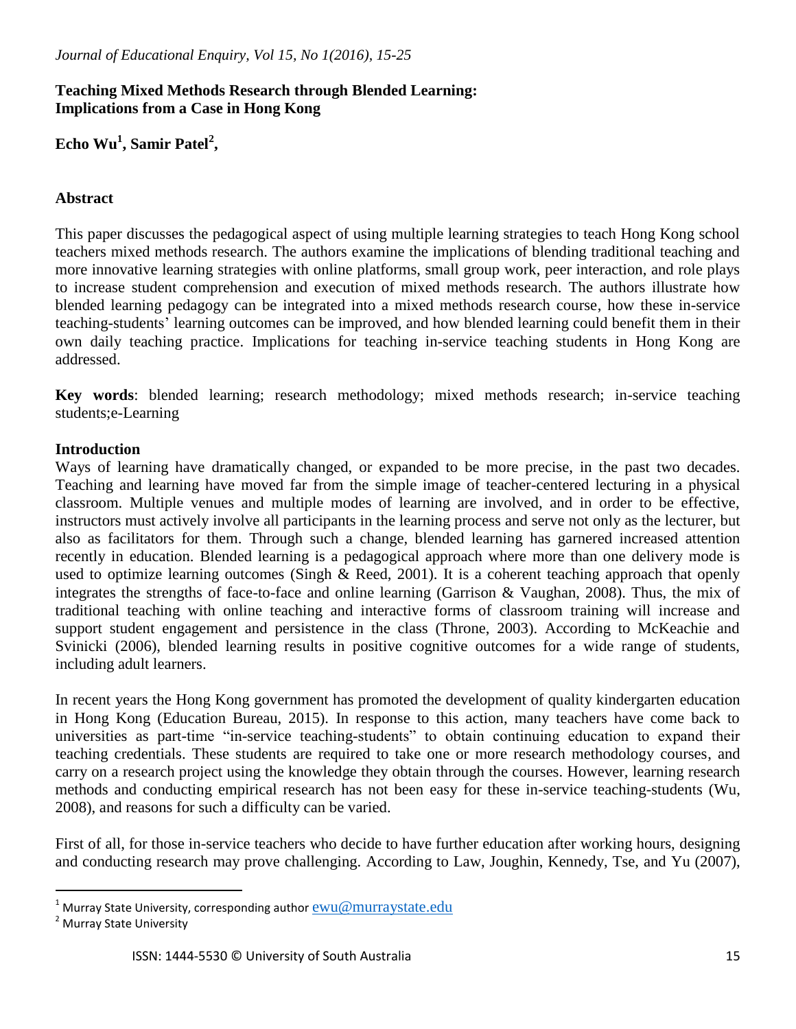# Teaching Mixed Methods Research through Blended Learning: Implications from a Case in Hong Kong

**Echo Wu[1], Samir Patel[2],**

## Abstract

This paper discusses the pedagogical aspect of using multiple learning strategies to teach Hong Kong school teachers mixed methods research. The authors examine the implications of blending traditional teaching and more innovative learning strategies with online platforms, small group work, peer interaction, and role plays to increase student comprehension and execution of mixed methods research. The authors illustrate how blended learning pedagogy can be integrated into a mixed methods research course, how these in-service teaching-students' learning outcomes can be improved, and how blended learning could benefit them in their own daily teaching practice. Implications for teaching in-service teaching students in Hong Kong are addressed.

**Key words**: blended learning; research methodology; mixed methods research; in-service teaching students;e-Learning

## Introduction

Ways of learning have dramatically changed, or expanded to be more precise, in the past two decades. Teaching and learning have moved far from the simple image of teacher-centered lecturing in a physical classroom. Multiple venues and multiple modes of learning are involved, and in order to be effective, instructors must actively involve all participants in the learning process and serve not only as the lecturer, but also as facilitators for them. Through such a change, blended learning has garnered increased attention recently in education. Blended learning is a pedagogical approach where more than one delivery mode is used to optimize learning outcomes (Singh & Reed, 2001). It is a coherent teaching approach that openly integrates the strengths of face-to-face and online learning (Garrison & Vaughan, 2008). Thus, the mix of traditional teaching with online teaching and interactive forms of classroom training will increase and support student engagement and persistence in the class (Throne, 2003). According to McKeachie and Svinicki (2006), blended learning results in positive cognitive outcomes for a wide range of students, including adult learners.

In recent years the Hong Kong government has promoted the development of quality kindergarten education in Hong Kong (Education Bureau, 2015). In response to this action, many teachers have come back to universities as part-time "in-service teaching-students" to obtain continuing education to expand their teaching credentials. These students are required to take one or more research methodology courses, and carry on a research project using the knowledge they obtain through the courses. However, learning research methods and conducting empirical research has not been easy for these in-service teaching-students (Wu, 2008), and reasons for such a difficulty can be varied.

First of all, for those in-service teachers who decide to have further education after working hours, designing and conducting research may prove challenging. According to Law, Joughin, Kennedy, Tse, and Yu (2007),

---

[1] Murray State University, corresponding author ewu@murraystate.edu

[2] Murray State University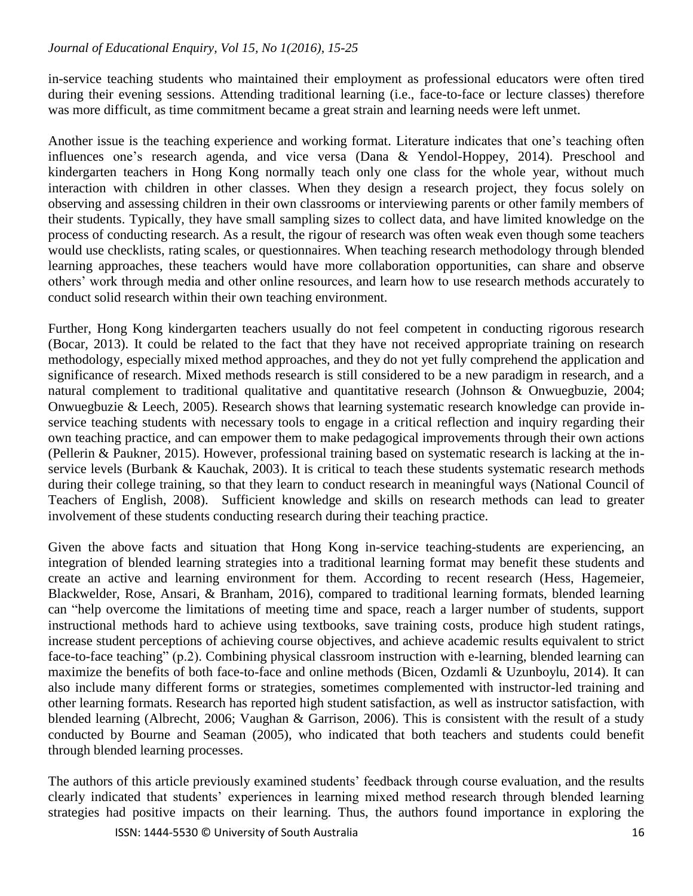in-service teaching students who maintained their employment as professional educators were often tired during their evening sessions. Attending traditional learning (i.e., face-to-face or lecture classes) therefore was more difficult, as time commitment became a great strain and learning needs were left unmet.

Another issue is the teaching experience and working format. Literature indicates that one's teaching often influences one's research agenda, and vice versa (Dana & Yendol-Hoppey, 2014). Preschool and kindergarten teachers in Hong Kong normally teach only one class for the whole year, without much interaction with children in other classes. When they design a research project, they focus solely on observing and assessing children in their own classrooms or interviewing parents or other family members of their students. Typically, they have small sampling sizes to collect data, and have limited knowledge on the process of conducting research. As a result, the rigour of research was often weak even though some teachers would use checklists, rating scales, or questionnaires. When teaching research methodology through blended learning approaches, these teachers would have more collaboration opportunities, can share and observe others' work through media and other online resources, and learn how to use research methods accurately to conduct solid research within their own teaching environment.

Further, Hong Kong kindergarten teachers usually do not feel competent in conducting rigorous research (Bocar, 2013). It could be related to the fact that they have not received appropriate training on research methodology, especially mixed method approaches, and they do not yet fully comprehend the application and significance of research. Mixed methods research is still considered to be a new paradigm in research, and a natural complement to traditional qualitative and quantitative research (Johnson & Onwuegbuzie, 2004; Onwuegbuzie & Leech, 2005). Research shows that learning systematic research knowledge can provide in-service teaching students with necessary tools to engage in a critical reflection and inquiry regarding their own teaching practice, and can empower them to make pedagogical improvements through their own actions (Pellerin & Paukner, 2015). However, professional training based on systematic research is lacking at the in-service levels (Burbank & Kauchak, 2003). It is critical to teach these students systematic research methods during their college training, so that they learn to conduct research in meaningful ways (National Council of Teachers of English, 2008). Sufficient knowledge and skills on research methods can lead to greater involvement of these students conducting research during their teaching practice.

Given the above facts and situation that Hong Kong in-service teaching-students are experiencing, an integration of blended learning strategies into a traditional learning format may benefit these students and create an active and learning environment for them. According to recent research (Hess, Hagemeier, Blackwelder, Rose, Ansari, & Branham, 2016), compared to traditional learning formats, blended learning can "help overcome the limitations of meeting time and space, reach a larger number of students, support instructional methods hard to achieve using textbooks, save training costs, produce high student ratings, increase student perceptions of achieving course objectives, and achieve academic results equivalent to strict face-to-face teaching" (p.2). Combining physical classroom instruction with e-learning, blended learning can maximize the benefits of both face-to-face and online methods (Bicen, Ozdamli & Uzunboylu, 2014). It can also include many different forms or strategies, sometimes complemented with instructor-led training and other learning formats. Research has reported high student satisfaction, as well as instructor satisfaction, with blended learning (Albrecht, 2006; Vaughan & Garrison, 2006). This is consistent with the result of a study conducted by Bourne and Seaman (2005), who indicated that both teachers and students could benefit through blended learning processes.

The authors of this article previously examined students' feedback through course evaluation, and the results clearly indicated that students' experiences in learning mixed method research through blended learning strategies had positive impacts on their learning. Thus, the authors found importance in exploring the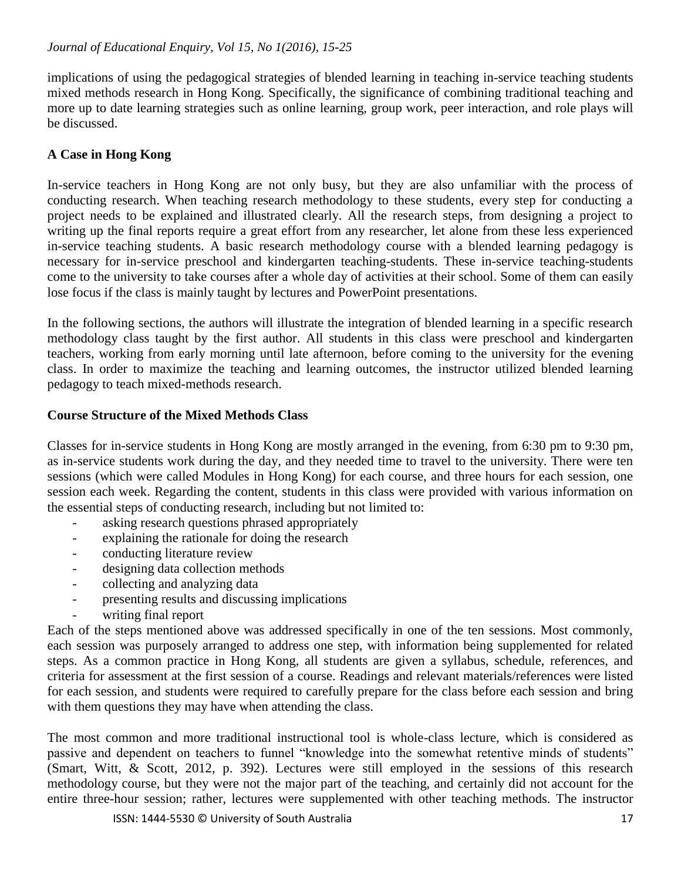implications of using the pedagogical strategies of blended learning in teaching in-service teaching students mixed methods research in Hong Kong. Specifically, the significance of combining traditional teaching and more up to date learning strategies such as online learning, group work, peer interaction, and role plays will be discussed.

## A Case in Hong Kong

In-service teachers in Hong Kong are not only busy, but they are also unfamiliar with the process of conducting research. When teaching research methodology to these students, every step for conducting a project needs to be explained and illustrated clearly. All the research steps, from designing a project to writing up the final reports require a great effort from any researcher, let alone from these less experienced in-service teaching students. A basic research methodology course with a blended learning pedagogy is necessary for in-service preschool and kindergarten teaching-students. These in-service teaching-students come to the university to take courses after a whole day of activities at their school. Some of them can easily lose focus if the class is mainly taught by lectures and PowerPoint presentations.

In the following sections, the authors will illustrate the integration of blended learning in a specific research methodology class taught by the first author. All students in this class were preschool and kindergarten teachers, working from early morning until late afternoon, before coming to the university for the evening class. In order to maximize the teaching and learning outcomes, the instructor utilized blended learning pedagogy to teach mixed-methods research.

## Course Structure of the Mixed Methods Class

Classes for in-service students in Hong Kong are mostly arranged in the evening, from 6:30 pm to 9:30 pm, as in-service students work during the day, and they needed time to travel to the university. There were ten sessions (which were called Modules in Hong Kong) for each course, and three hours for each session, one session each week. Regarding the content, students in this class were provided with various information on the essential steps of conducting research, including but not limited to:

- asking research questions phrased appropriately
- explaining the rationale for doing the research
- conducting literature review
- designing data collection methods
- collecting and analyzing data
- presenting results and discussing implications
- writing final report

Each of the steps mentioned above was addressed specifically in one of the ten sessions. Most commonly, each session was purposely arranged to address one step, with information being supplemented for related steps. As a common practice in Hong Kong, all students are given a syllabus, schedule, references, and criteria for assessment at the first session of a course. Readings and relevant materials/references were listed for each session, and students were required to carefully prepare for the class before each session and bring with them questions they may have when attending the class.

The most common and more traditional instructional tool is whole-class lecture, which is considered as passive and dependent on teachers to funnel "knowledge into the somewhat retentive minds of students" (Smart, Witt, & Scott, 2012, p. 392). Lectures were still employed in the sessions of this research methodology course, but they were not the major part of the teaching, and certainly did not account for the entire three-hour session; rather, lectures were supplemented with other teaching methods. The instructor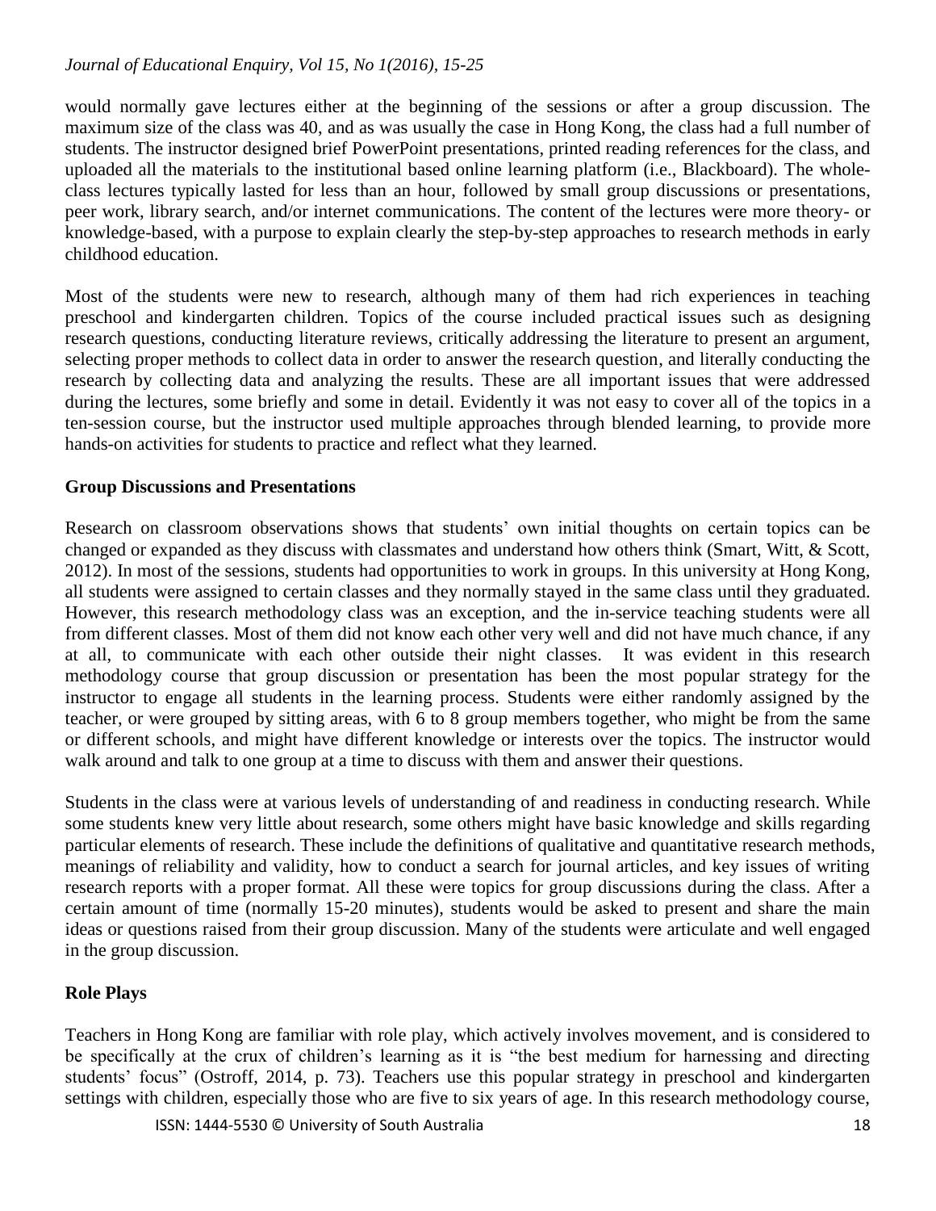would normally gave lectures either at the beginning of the sessions or after a group discussion. The maximum size of the class was 40, and as was usually the case in Hong Kong, the class had a full number of students. The instructor designed brief PowerPoint presentations, printed reading references for the class, and uploaded all the materials to the institutional based online learning platform (i.e., Blackboard). The whole-class lectures typically lasted for less than an hour, followed by small group discussions or presentations, peer work, library search, and/or internet communications. The content of the lectures were more theory- or knowledge-based, with a purpose to explain clearly the step-by-step approaches to research methods in early childhood education.

Most of the students were new to research, although many of them had rich experiences in teaching preschool and kindergarten children. Topics of the course included practical issues such as designing research questions, conducting literature reviews, critically addressing the literature to present an argument, selecting proper methods to collect data in order to answer the research question, and literally conducting the research by collecting data and analyzing the results. These are all important issues that were addressed during the lectures, some briefly and some in detail. Evidently it was not easy to cover all of the topics in a ten-session course, but the instructor used multiple approaches through blended learning, to provide more hands-on activities for students to practice and reflect what they learned.

**Group Discussions and Presentations**

Research on classroom observations shows that students' own initial thoughts on certain topics can be changed or expanded as they discuss with classmates and understand how others think (Smart, Witt, & Scott, 2012). In most of the sessions, students had opportunities to work in groups. In this university at Hong Kong, all students were assigned to certain classes and they normally stayed in the same class until they graduated. However, this research methodology class was an exception, and the in-service teaching students were all from different classes. Most of them did not know each other very well and did not have much chance, if any at all, to communicate with each other outside their night classes. It was evident in this research methodology course that group discussion or presentation has been the most popular strategy for the instructor to engage all students in the learning process. Students were either randomly assigned by the teacher, or were grouped by sitting areas, with 6 to 8 group members together, who might be from the same or different schools, and might have different knowledge or interests over the topics. The instructor would walk around and talk to one group at a time to discuss with them and answer their questions.

Students in the class were at various levels of understanding of and readiness in conducting research. While some students knew very little about research, some others might have basic knowledge and skills regarding particular elements of research. These include the definitions of qualitative and quantitative research methods, meanings of reliability and validity, how to conduct a search for journal articles, and key issues of writing research reports with a proper format. All these were topics for group discussions during the class. After a certain amount of time (normally 15-20 minutes), students would be asked to present and share the main ideas or questions raised from their group discussion. Many of the students were articulate and well engaged in the group discussion.

**Role Plays**

Teachers in Hong Kong are familiar with role play, which actively involves movement, and is considered to be specifically at the crux of children's learning as it is "the best medium for harnessing and directing students' focus" (Ostroff, 2014, p. 73). Teachers use this popular strategy in preschool and kindergarten settings with children, especially those who are five to six years of age. In this research methodology course,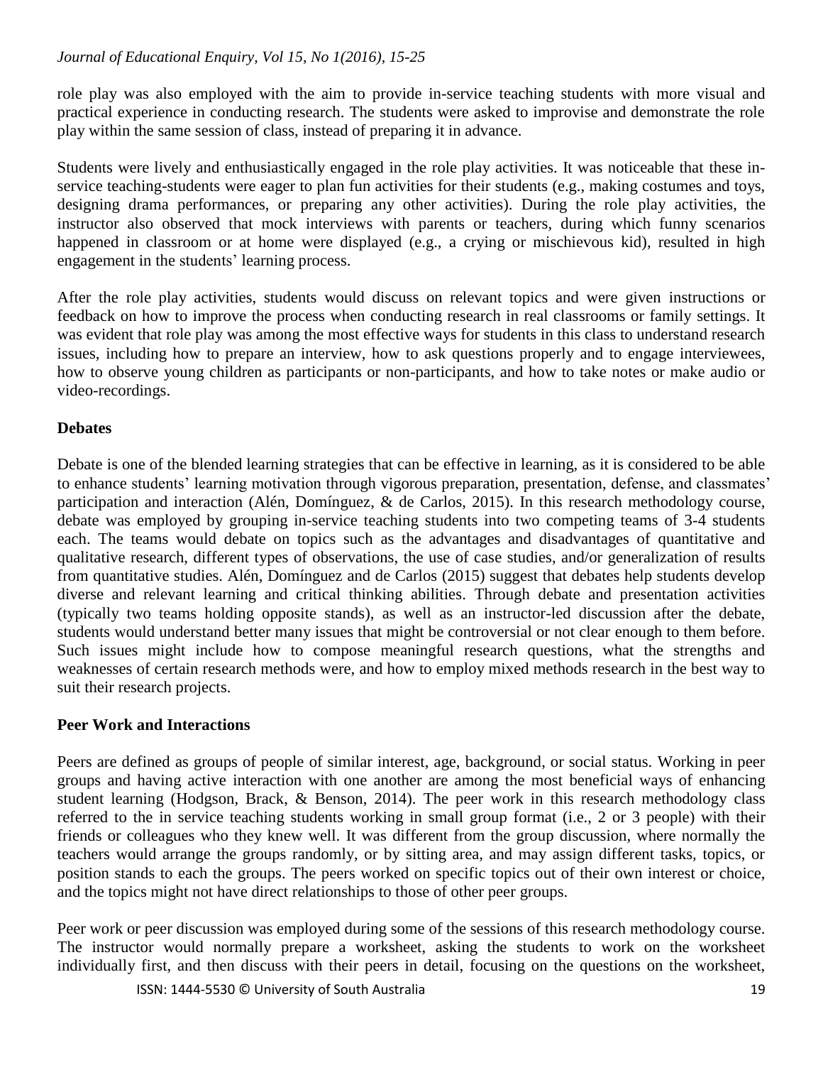role play was also employed with the aim to provide in-service teaching students with more visual and practical experience in conducting research. The students were asked to improvise and demonstrate the role play within the same session of class, instead of preparing it in advance.

Students were lively and enthusiastically engaged in the role play activities. It was noticeable that these in-service teaching-students were eager to plan fun activities for their students (e.g., making costumes and toys, designing drama performances, or preparing any other activities). During the role play activities, the instructor also observed that mock interviews with parents or teachers, during which funny scenarios happened in classroom or at home were displayed (e.g., a crying or mischievous kid), resulted in high engagement in the students' learning process.

After the role play activities, students would discuss on relevant topics and were given instructions or feedback on how to improve the process when conducting research in real classrooms or family settings. It was evident that role play was among the most effective ways for students in this class to understand research issues, including how to prepare an interview, how to ask questions properly and to engage interviewees, how to observe young children as participants or non-participants, and how to take notes or make audio or video-recordings.

## Debates

Debate is one of the blended learning strategies that can be effective in learning, as it is considered to be able to enhance students' learning motivation through vigorous preparation, presentation, defense, and classmates' participation and interaction (Alén, Domínguez, & de Carlos, 2015). In this research methodology course, debate was employed by grouping in-service teaching students into two competing teams of 3-4 students each. The teams would debate on topics such as the advantages and disadvantages of quantitative and qualitative research, different types of observations, the use of case studies, and/or generalization of results from quantitative studies. Alén, Domínguez and de Carlos (2015) suggest that debates help students develop diverse and relevant learning and critical thinking abilities. Through debate and presentation activities (typically two teams holding opposite stands), as well as an instructor-led discussion after the debate, students would understand better many issues that might be controversial or not clear enough to them before. Such issues might include how to compose meaningful research questions, what the strengths and weaknesses of certain research methods were, and how to employ mixed methods research in the best way to suit their research projects.

## Peer Work and Interactions

Peers are defined as groups of people of similar interest, age, background, or social status. Working in peer groups and having active interaction with one another are among the most beneficial ways of enhancing student learning (Hodgson, Brack, & Benson, 2014). The peer work in this research methodology class referred to the in service teaching students working in small group format (i.e., 2 or 3 people) with their friends or colleagues who they knew well. It was different from the group discussion, where normally the teachers would arrange the groups randomly, or by sitting area, and may assign different tasks, topics, or position stands to each the groups. The peers worked on specific topics out of their own interest or choice, and the topics might not have direct relationships to those of other peer groups.

Peer work or peer discussion was employed during some of the sessions of this research methodology course. The instructor would normally prepare a worksheet, asking the students to work on the worksheet individually first, and then discuss with their peers in detail, focusing on the questions on the worksheet,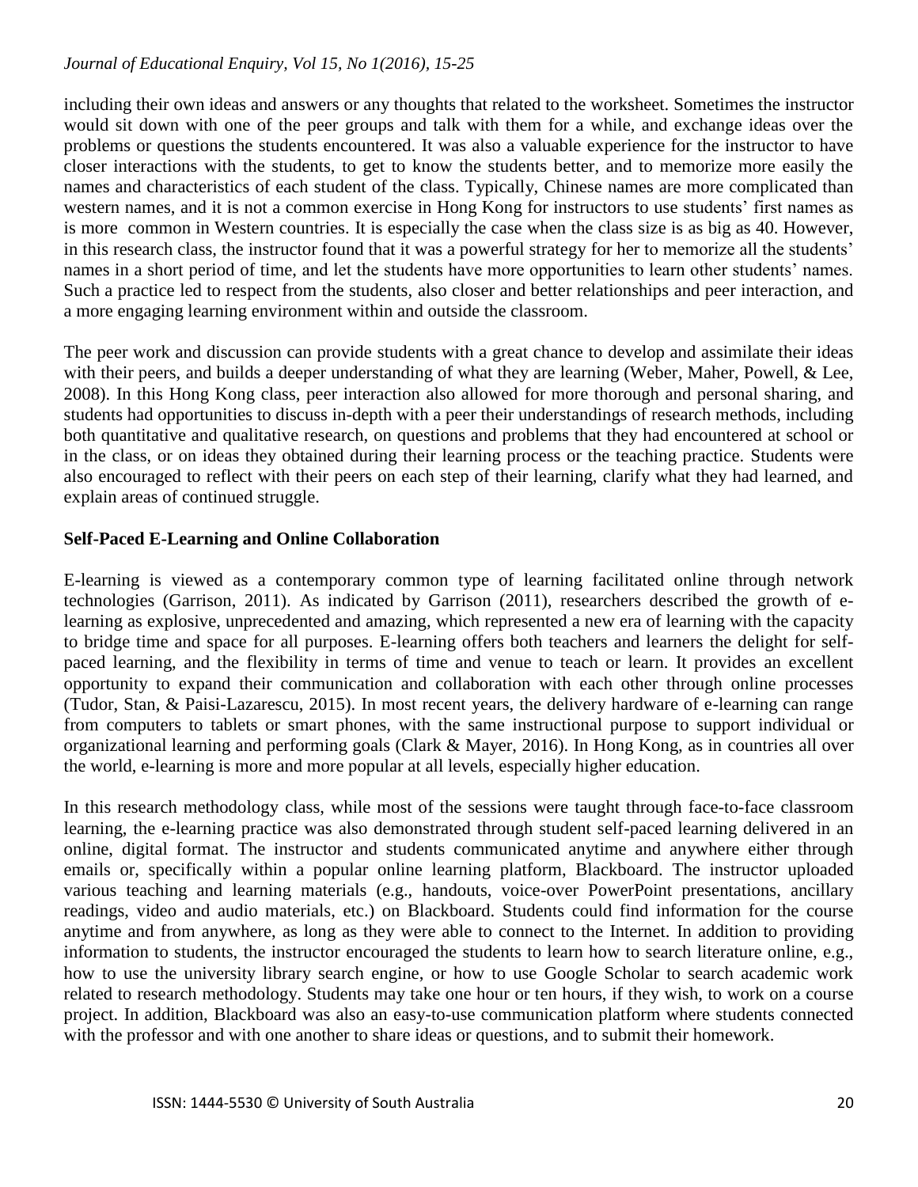including their own ideas and answers or any thoughts that related to the worksheet. Sometimes the instructor would sit down with one of the peer groups and talk with them for a while, and exchange ideas over the problems or questions the students encountered. It was also a valuable experience for the instructor to have closer interactions with the students, to get to know the students better, and to memorize more easily the names and characteristics of each student of the class. Typically, Chinese names are more complicated than western names, and it is not a common exercise in Hong Kong for instructors to use students' first names as is more common in Western countries. It is especially the case when the class size is as big as 40. However, in this research class, the instructor found that it was a powerful strategy for her to memorize all the students' names in a short period of time, and let the students have more opportunities to learn other students' names. Such a practice led to respect from the students, also closer and better relationships and peer interaction, and a more engaging learning environment within and outside the classroom.

The peer work and discussion can provide students with a great chance to develop and assimilate their ideas with their peers, and builds a deeper understanding of what they are learning (Weber, Maher, Powell, & Lee, 2008). In this Hong Kong class, peer interaction also allowed for more thorough and personal sharing, and students had opportunities to discuss in-depth with a peer their understandings of research methods, including both quantitative and qualitative research, on questions and problems that they had encountered at school or in the class, or on ideas they obtained during their learning process or the teaching practice. Students were also encouraged to reflect with their peers on each step of their learning, clarify what they had learned, and explain areas of continued struggle.

### Self-Paced E-Learning and Online Collaboration

E-learning is viewed as a contemporary common type of learning facilitated online through network technologies (Garrison, 2011). As indicated by Garrison (2011), researchers described the growth of e-learning as explosive, unprecedented and amazing, which represented a new era of learning with the capacity to bridge time and space for all purposes. E-learning offers both teachers and learners the delight for self-paced learning, and the flexibility in terms of time and venue to teach or learn. It provides an excellent opportunity to expand their communication and collaboration with each other through online processes (Tudor, Stan, & Paisi-Lazarescu, 2015). In most recent years, the delivery hardware of e-learning can range from computers to tablets or smart phones, with the same instructional purpose to support individual or organizational learning and performing goals (Clark & Mayer, 2016). In Hong Kong, as in countries all over the world, e-learning is more and more popular at all levels, especially higher education.

In this research methodology class, while most of the sessions were taught through face-to-face classroom learning, the e-learning practice was also demonstrated through student self-paced learning delivered in an online, digital format. The instructor and students communicated anytime and anywhere either through emails or, specifically within a popular online learning platform, Blackboard. The instructor uploaded various teaching and learning materials (e.g., handouts, voice-over PowerPoint presentations, ancillary readings, video and audio materials, etc.) on Blackboard. Students could find information for the course anytime and from anywhere, as long as they were able to connect to the Internet. In addition to providing information to students, the instructor encouraged the students to learn how to search literature online, e.g., how to use the university library search engine, or how to use Google Scholar to search academic work related to research methodology. Students may take one hour or ten hours, if they wish, to work on a course project. In addition, Blackboard was also an easy-to-use communication platform where students connected with the professor and with one another to share ideas or questions, and to submit their homework.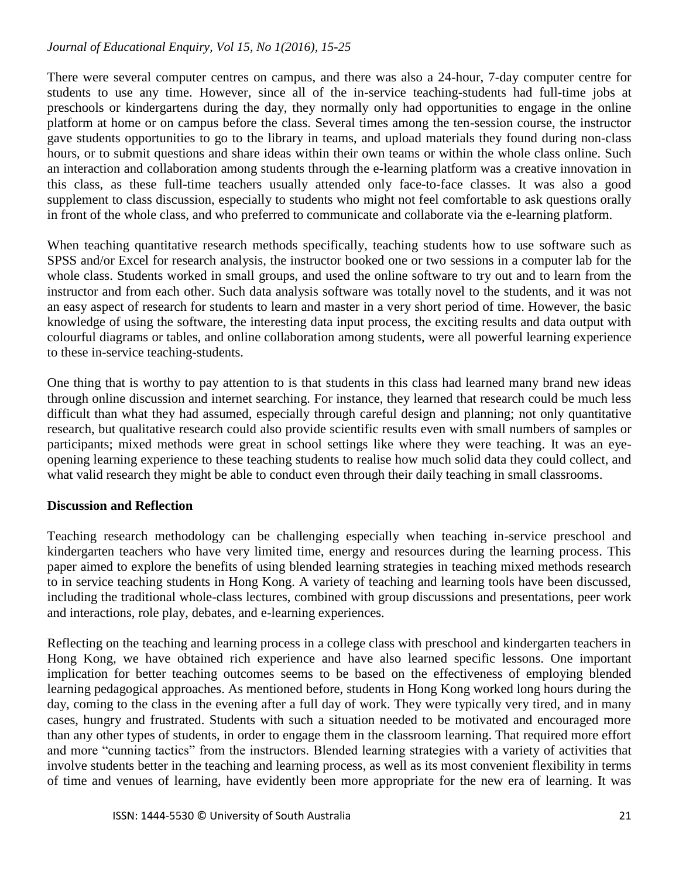There were several computer centres on campus, and there was also a 24-hour, 7-day computer centre for students to use any time. However, since all of the in-service teaching-students had full-time jobs at preschools or kindergartens during the day, they normally only had opportunities to engage in the online platform at home or on campus before the class. Several times among the ten-session course, the instructor gave students opportunities to go to the library in teams, and upload materials they found during non-class hours, or to submit questions and share ideas within their own teams or within the whole class online. Such an interaction and collaboration among students through the e-learning platform was a creative innovation in this class, as these full-time teachers usually attended only face-to-face classes. It was also a good supplement to class discussion, especially to students who might not feel comfortable to ask questions orally in front of the whole class, and who preferred to communicate and collaborate via the e-learning platform.

When teaching quantitative research methods specifically, teaching students how to use software such as SPSS and/or Excel for research analysis, the instructor booked one or two sessions in a computer lab for the whole class. Students worked in small groups, and used the online software to try out and to learn from the instructor and from each other. Such data analysis software was totally novel to the students, and it was not an easy aspect of research for students to learn and master in a very short period of time. However, the basic knowledge of using the software, the interesting data input process, the exciting results and data output with colourful diagrams or tables, and online collaboration among students, were all powerful learning experience to these in-service teaching-students.

One thing that is worthy to pay attention to is that students in this class had learned many brand new ideas through online discussion and internet searching. For instance, they learned that research could be much less difficult than what they had assumed, especially through careful design and planning; not only quantitative research, but qualitative research could also provide scientific results even with small numbers of samples or participants; mixed methods were great in school settings like where they were teaching. It was an eye-opening learning experience to these teaching students to realise how much solid data they could collect, and what valid research they might be able to conduct even through their daily teaching in small classrooms.

**Discussion and Reflection**

Teaching research methodology can be challenging especially when teaching in-service preschool and kindergarten teachers who have very limited time, energy and resources during the learning process. This paper aimed to explore the benefits of using blended learning strategies in teaching mixed methods research to in service teaching students in Hong Kong. A variety of teaching and learning tools have been discussed, including the traditional whole-class lectures, combined with group discussions and presentations, peer work and interactions, role play, debates, and e-learning experiences.

Reflecting on the teaching and learning process in a college class with preschool and kindergarten teachers in Hong Kong, we have obtained rich experience and have also learned specific lessons. One important implication for better teaching outcomes seems to be based on the effectiveness of employing blended learning pedagogical approaches. As mentioned before, students in Hong Kong worked long hours during the day, coming to the class in the evening after a full day of work. They were typically very tired, and in many cases, hungry and frustrated. Students with such a situation needed to be motivated and encouraged more than any other types of students, in order to engage them in the classroom learning. That required more effort and more "cunning tactics" from the instructors. Blended learning strategies with a variety of activities that involve students better in the teaching and learning process, as well as its most convenient flexibility in terms of time and venues of learning, have evidently been more appropriate for the new era of learning. It was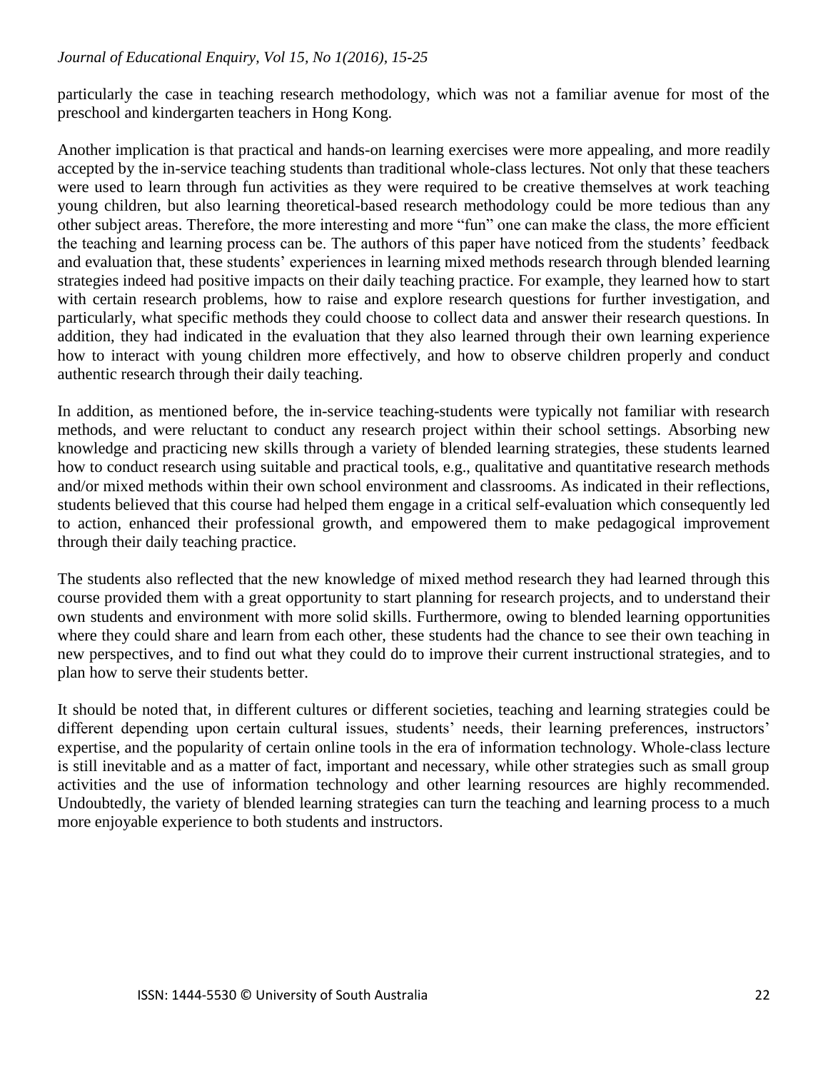particularly the case in teaching research methodology, which was not a familiar avenue for most of the preschool and kindergarten teachers in Hong Kong.

Another implication is that practical and hands-on learning exercises were more appealing, and more readily accepted by the in-service teaching students than traditional whole-class lectures. Not only that these teachers were used to learn through fun activities as they were required to be creative themselves at work teaching young children, but also learning theoretical-based research methodology could be more tedious than any other subject areas. Therefore, the more interesting and more "fun" one can make the class, the more efficient the teaching and learning process can be. The authors of this paper have noticed from the students' feedback and evaluation that, these students' experiences in learning mixed methods research through blended learning strategies indeed had positive impacts on their daily teaching practice. For example, they learned how to start with certain research problems, how to raise and explore research questions for further investigation, and particularly, what specific methods they could choose to collect data and answer their research questions. In addition, they had indicated in the evaluation that they also learned through their own learning experience how to interact with young children more effectively, and how to observe children properly and conduct authentic research through their daily teaching.

In addition, as mentioned before, the in-service teaching-students were typically not familiar with research methods, and were reluctant to conduct any research project within their school settings. Absorbing new knowledge and practicing new skills through a variety of blended learning strategies, these students learned how to conduct research using suitable and practical tools, e.g., qualitative and quantitative research methods and/or mixed methods within their own school environment and classrooms. As indicated in their reflections, students believed that this course had helped them engage in a critical self-evaluation which consequently led to action, enhanced their professional growth, and empowered them to make pedagogical improvement through their daily teaching practice.

The students also reflected that the new knowledge of mixed method research they had learned through this course provided them with a great opportunity to start planning for research projects, and to understand their own students and environment with more solid skills. Furthermore, owing to blended learning opportunities where they could share and learn from each other, these students had the chance to see their own teaching in new perspectives, and to find out what they could do to improve their current instructional strategies, and to plan how to serve their students better.

It should be noted that, in different cultures or different societies, teaching and learning strategies could be different depending upon certain cultural issues, students' needs, their learning preferences, instructors' expertise, and the popularity of certain online tools in the era of information technology. Whole-class lecture is still inevitable and as a matter of fact, important and necessary, while other strategies such as small group activities and the use of information technology and other learning resources are highly recommended. Undoubtedly, the variety of blended learning strategies can turn the teaching and learning process to a much more enjoyable experience to both students and instructors.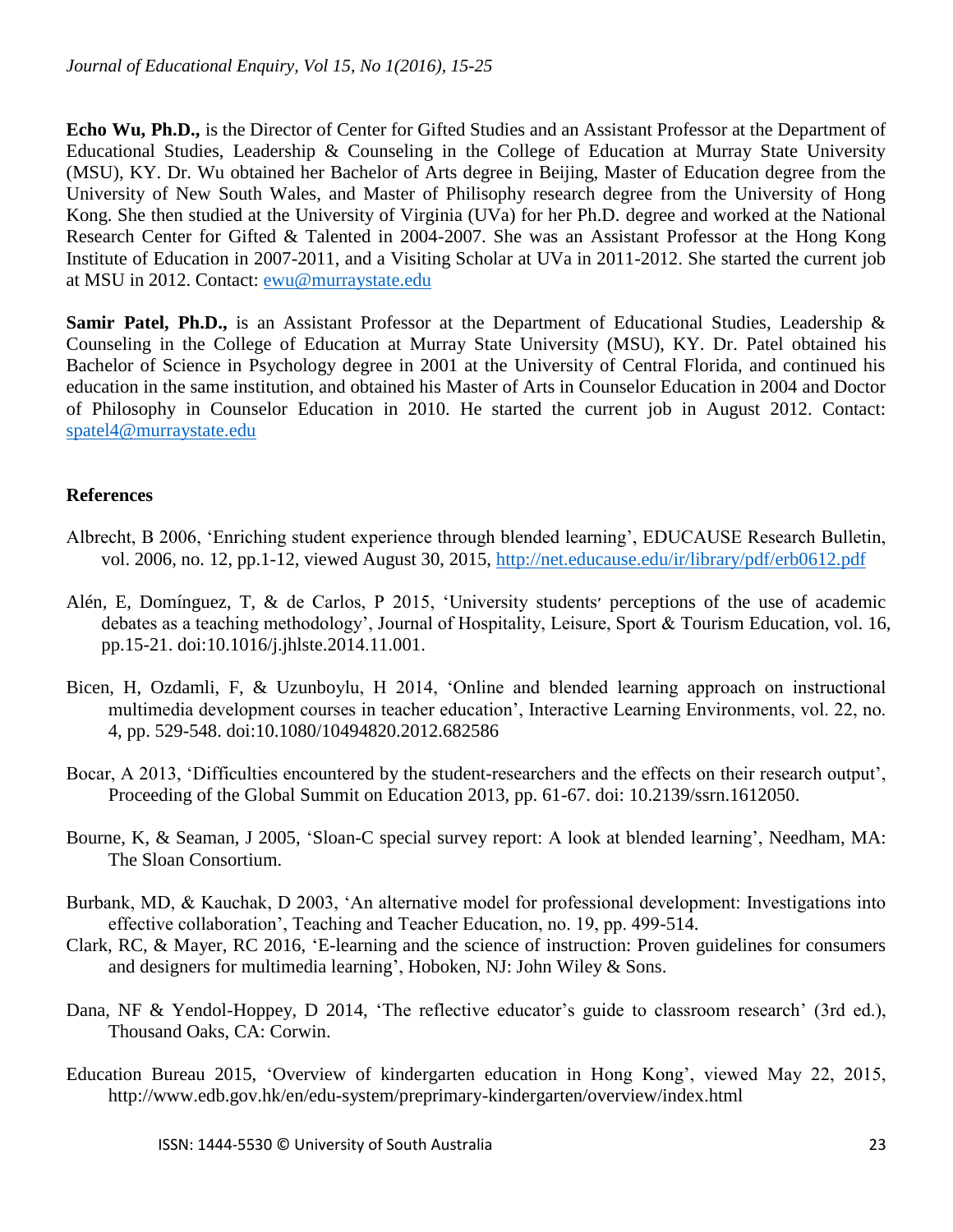**Echo Wu, Ph.D.,** is the Director of Center for Gifted Studies and an Assistant Professor at the Department of Educational Studies, Leadership & Counseling in the College of Education at Murray State University (MSU), KY. Dr. Wu obtained her Bachelor of Arts degree in Beijing, Master of Education degree from the University of New South Wales, and Master of Philisophy research degree from the University of Hong Kong. She then studied at the University of Virginia (UVa) for her Ph.D. degree and worked at the National Research Center for Gifted & Talented in 2004-2007. She was an Assistant Professor at the Hong Kong Institute of Education in 2007-2011, and a Visiting Scholar at UVa in 2011-2012. She started the current job at MSU in 2012. Contact: ewu@murraystate.edu

**Samir Patel, Ph.D.,** is an Assistant Professor at the Department of Educational Studies, Leadership & Counseling in the College of Education at Murray State University (MSU), KY. Dr. Patel obtained his Bachelor of Science in Psychology degree in 2001 at the University of Central Florida, and continued his education in the same institution, and obtained his Master of Arts in Counselor Education in 2004 and Doctor of Philosophy in Counselor Education in 2010. He started the current job in August 2012. Contact: spatel4@murraystate.edu

## References

Albrecht, B 2006, 'Enriching student experience through blended learning', EDUCAUSE Research Bulletin, vol. 2006, no. 12, pp.1-12, viewed August 30, 2015, http://net.educause.edu/ir/library/pdf/erb0612.pdf

Alén, E, Domínguez, T, & de Carlos, P 2015, 'University students' perceptions of the use of academic debates as a teaching methodology', Journal of Hospitality, Leisure, Sport & Tourism Education, vol. 16, pp.15-21. doi:10.1016/j.jhlste.2014.11.001.

Bicen, H, Ozdamli, F, & Uzunboylu, H 2014, 'Online and blended learning approach on instructional multimedia development courses in teacher education', Interactive Learning Environments, vol. 22, no. 4, pp. 529-548. doi:10.1080/10494820.2012.682586

Bocar, A 2013, 'Difficulties encountered by the student-researchers and the effects on their research output', Proceeding of the Global Summit on Education 2013, pp. 61-67. doi: 10.2139/ssrn.1612050.

Bourne, K, & Seaman, J 2005, 'Sloan-C special survey report: A look at blended learning', Needham, MA: The Sloan Consortium.

Burbank, MD, & Kauchak, D 2003, 'An alternative model for professional development: Investigations into effective collaboration', Teaching and Teacher Education, no. 19, pp. 499-514.

Clark, RC, & Mayer, RC 2016, 'E-learning and the science of instruction: Proven guidelines for consumers and designers for multimedia learning', Hoboken, NJ: John Wiley & Sons.

Dana, NF & Yendol-Hoppey, D 2014, 'The reflective educator's guide to classroom research' (3rd ed.), Thousand Oaks, CA: Corwin.

Education Bureau 2015, 'Overview of kindergarten education in Hong Kong', viewed May 22, 2015, http://www.edb.gov.hk/en/edu-system/preprimary-kindergarten/overview/index.html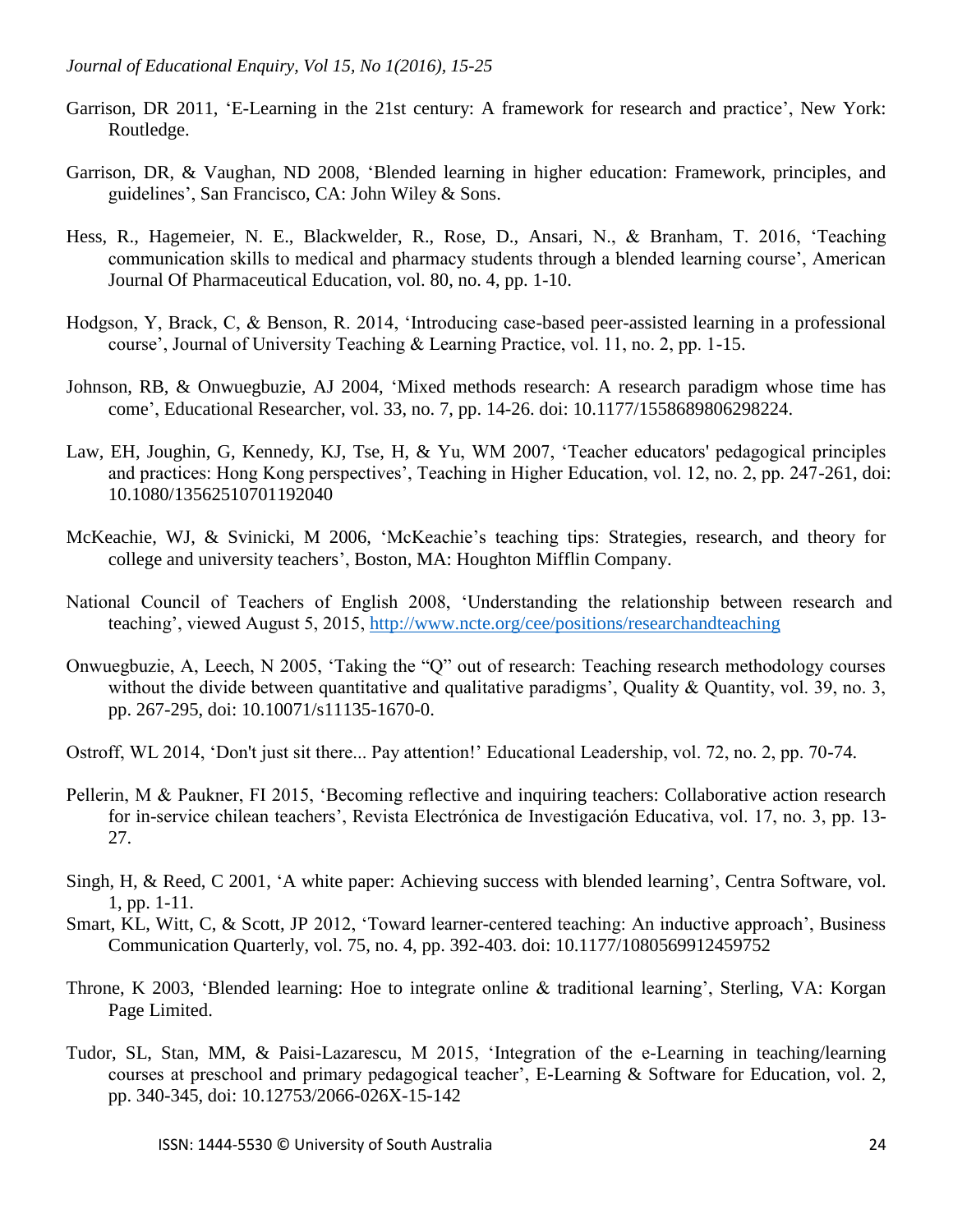Garrison, DR 2011, ‘E-Learning in the 21st century: A framework for research and practice’, New York: Routledge.

Garrison, DR, & Vaughan, ND 2008, ‘Blended learning in higher education: Framework, principles, and guidelines’, San Francisco, CA: John Wiley & Sons.

Hess, R., Hagemeier, N. E., Blackwelder, R., Rose, D., Ansari, N., & Branham, T. 2016, ‘Teaching communication skills to medical and pharmacy students through a blended learning course’, American Journal Of Pharmaceutical Education, vol. 80, no. 4, pp. 1-10.

Hodgson, Y, Brack, C, & Benson, R. 2014, ‘Introducing case-based peer-assisted learning in a professional course’, Journal of University Teaching & Learning Practice, vol. 11, no. 2, pp. 1-15.

Johnson, RB, & Onwuegbuzie, AJ 2004, ‘Mixed methods research: A research paradigm whose time has come’, Educational Researcher, vol. 33, no. 7, pp. 14-26. doi: 10.1177/1558689806298224.

Law, EH, Joughin, G, Kennedy, KJ, Tse, H, & Yu, WM 2007, ‘Teacher educators' pedagogical principles and practices: Hong Kong perspectives’, Teaching in Higher Education, vol. 12, no. 2, pp. 247-261, doi: 10.1080/13562510701192040

McKeachie, WJ, & Svinicki, M 2006, ‘McKeachie’s teaching tips: Strategies, research, and theory for college and university teachers’, Boston, MA: Houghton Mifflin Company.

National Council of Teachers of English 2008, ‘Understanding the relationship between research and teaching’, viewed August 5, 2015, http://www.ncte.org/cee/positions/researchandteaching

Onwuegbuzie, A, Leech, N 2005, ‘Taking the “Q” out of research: Teaching research methodology courses without the divide between quantitative and qualitative paradigms’, Quality & Quantity, vol. 39, no. 3, pp. 267-295, doi: 10.10071/s11135-1670-0.

Ostroff, WL 2014, ‘Don't just sit there... Pay attention!’ Educational Leadership, vol. 72, no. 2, pp. 70-74.

Pellerin, M & Paukner, FI 2015, ‘Becoming reflective and inquiring teachers: Collaborative action research for in-service chilean teachers’, Revista Electrónica de Investigación Educativa, vol. 17, no. 3, pp. 13-27.

Singh, H, & Reed, C 2001, ‘A white paper: Achieving success with blended learning’, Centra Software, vol. 1, pp. 1-11.

Smart, KL, Witt, C, & Scott, JP 2012, ‘Toward learner-centered teaching: An inductive approach’, Business Communication Quarterly, vol. 75, no. 4, pp. 392-403. doi: 10.1177/1080569912459752

Throne, K 2003, ‘Blended learning: Hoe to integrate online & traditional learning’, Sterling, VA: Korgan Page Limited.

Tudor, SL, Stan, MM, & Paisi-Lazarescu, M 2015, ‘Integration of the e-Learning in teaching/learning courses at preschool and primary pedagogical teacher’, E-Learning & Software for Education, vol. 2, pp. 340-345, doi: 10.12753/2066-026X-15-142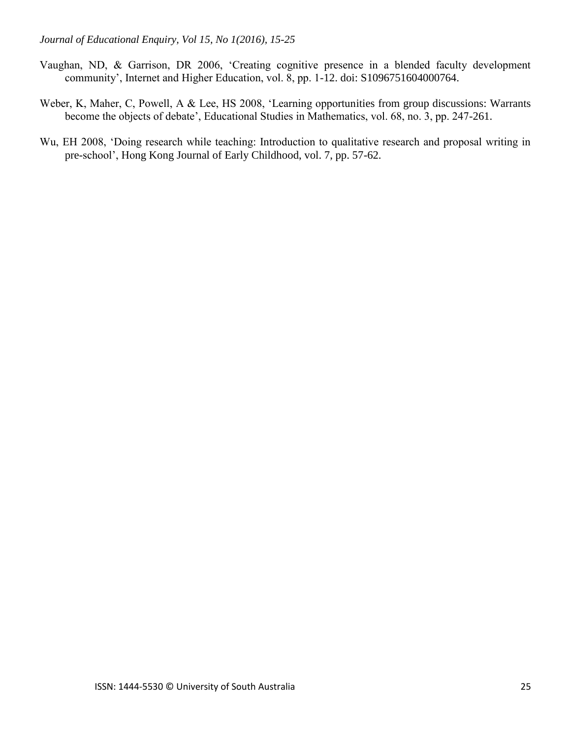Vaughan, ND, & Garrison, DR 2006, 'Creating cognitive presence in a blended faculty development community', Internet and Higher Education, vol. 8, pp. 1-12. doi: S1096751604000764.

Weber, K, Maher, C, Powell, A & Lee, HS 2008, 'Learning opportunities from group discussions: Warrants become the objects of debate', Educational Studies in Mathematics, vol. 68, no. 3, pp. 247-261.

Wu, EH 2008, 'Doing research while teaching: Introduction to qualitative research and proposal writing in pre-school', Hong Kong Journal of Early Childhood, vol. 7, pp. 57-62.